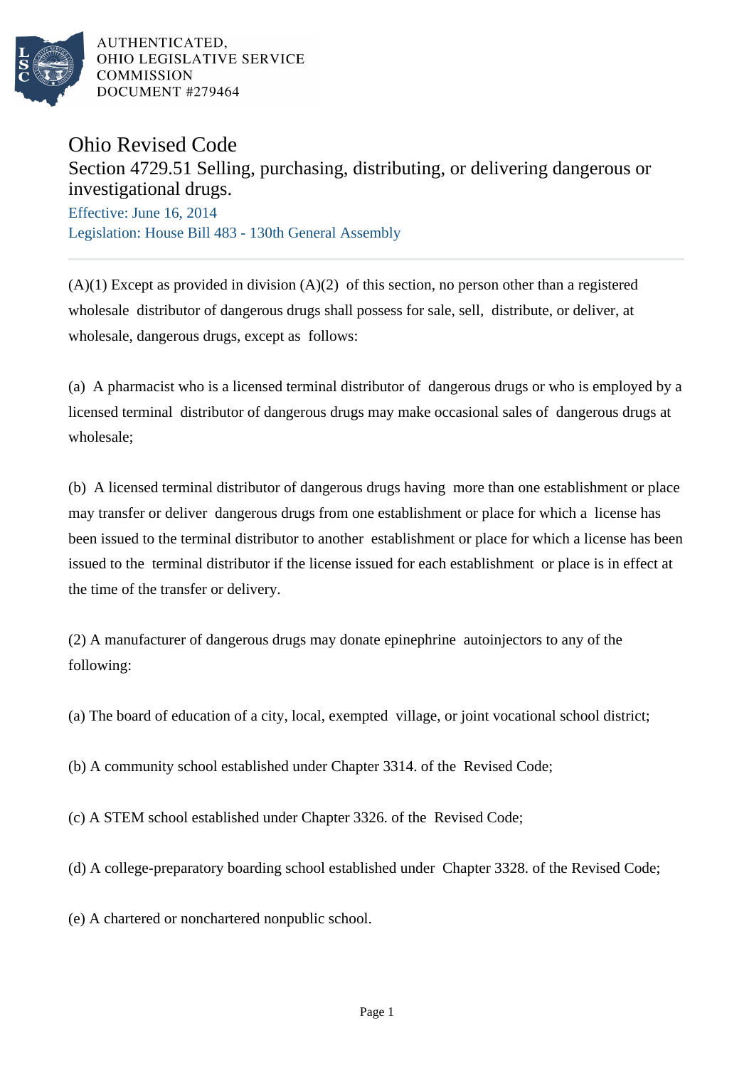AUTHENTICATED,
OHIO LEGISLATIVE SERVICE
COMMISSION
DOCUMENT #279464

# Ohio Revised Code

## Section 4729.51 Selling, purchasing, distributing, or delivering dangerous or investigational drugs.

Effective: June 16, 2014

Legislation: House Bill 483 - 130th General Assembly

---

(A)(1) Except as provided in division (A)(2) of this section, no person other than a registered wholesale distributor of dangerous drugs shall possess for sale, sell, distribute, or deliver, at wholesale, dangerous drugs, except as follows:

(a) A pharmacist who is a licensed terminal distributor of dangerous drugs or who is employed by a licensed terminal distributor of dangerous drugs may make occasional sales of dangerous drugs at wholesale;

(b) A licensed terminal distributor of dangerous drugs having more than one establishment or place may transfer or deliver dangerous drugs from one establishment or place for which a license has been issued to the terminal distributor to another establishment or place for which a license has been issued to the terminal distributor if the license issued for each establishment or place is in effect at the time of the transfer or delivery.

(2) A manufacturer of dangerous drugs may donate epinephrine autoinjectors to any of the following:

(a) The board of education of a city, local, exempted village, or joint vocational school district;

(b) A community school established under Chapter 3314. of the Revised Code;

(c) A STEM school established under Chapter 3326. of the Revised Code;

(d) A college-preparatory boarding school established under Chapter 3328. of the Revised Code;

(e) A chartered or nonchartered nonpublic school.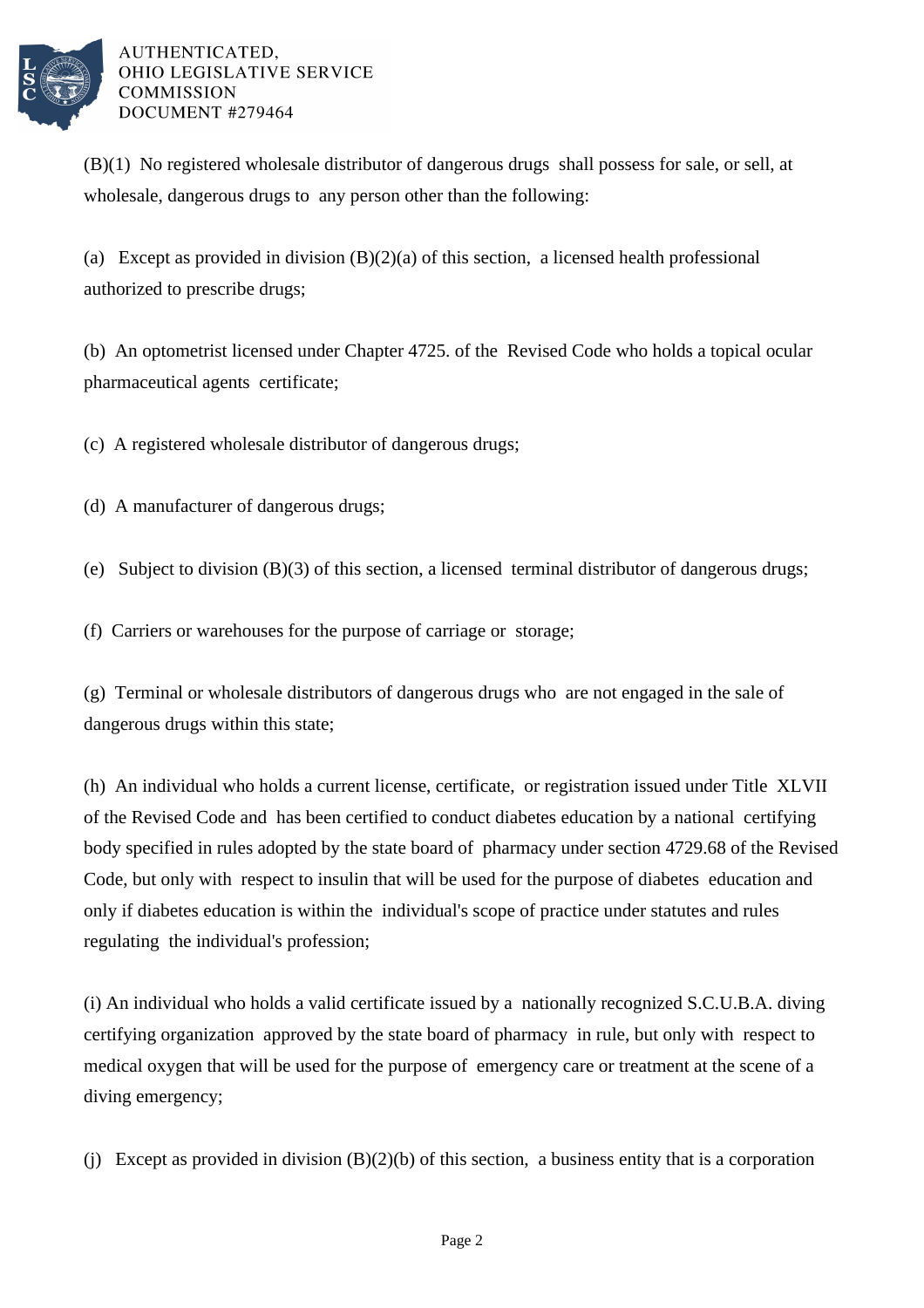(B)(1) No registered wholesale distributor of dangerous drugs shall possess for sale, or sell, at wholesale, dangerous drugs to any person other than the following:

(a) Except as provided in division (B)(2)(a) of this section, a licensed health professional authorized to prescribe drugs;

(b) An optometrist licensed under Chapter 4725. of the Revised Code who holds a topical ocular pharmaceutical agents certificate;

(c) A registered wholesale distributor of dangerous drugs;

(d) A manufacturer of dangerous drugs;

(e) Subject to division (B)(3) of this section, a licensed terminal distributor of dangerous drugs;

(f) Carriers or warehouses for the purpose of carriage or storage;

(g) Terminal or wholesale distributors of dangerous drugs who are not engaged in the sale of dangerous drugs within this state;

(h) An individual who holds a current license, certificate, or registration issued under Title XLVII of the Revised Code and has been certified to conduct diabetes education by a national certifying body specified in rules adopted by the state board of pharmacy under section 4729.68 of the Revised Code, but only with respect to insulin that will be used for the purpose of diabetes education and only if diabetes education is within the individual's scope of practice under statutes and rules regulating the individual's profession;

(i) An individual who holds a valid certificate issued by a nationally recognized S.C.U.B.A. diving certifying organization approved by the state board of pharmacy in rule, but only with respect to medical oxygen that will be used for the purpose of emergency care or treatment at the scene of a diving emergency;

(j) Except as provided in division (B)(2)(b) of this section, a business entity that is a corporation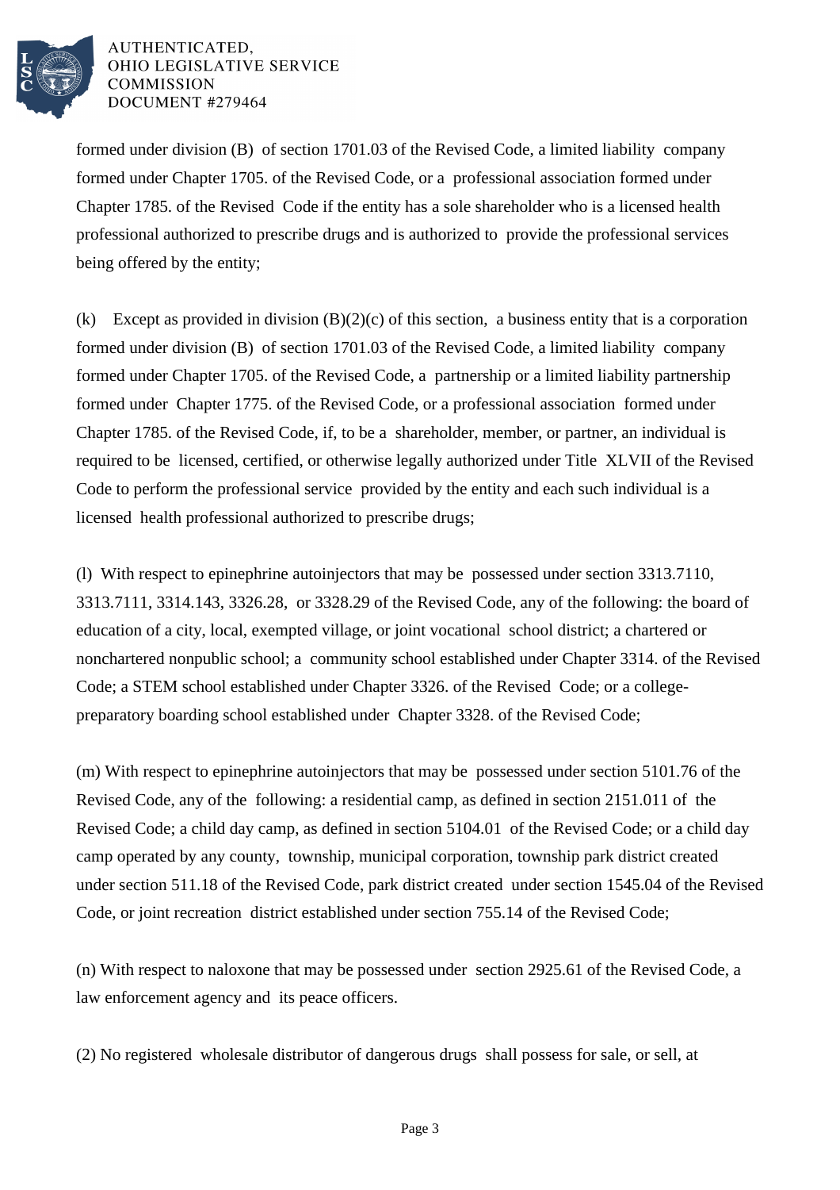formed under division (B) of section 1701.03 of the Revised Code, a limited liability company formed under Chapter 1705. of the Revised Code, or a professional association formed under Chapter 1785. of the Revised Code if the entity has a sole shareholder who is a licensed health professional authorized to prescribe drugs and is authorized to provide the professional services being offered by the entity;

(k) Except as provided in division (B)(2)(c) of this section, a business entity that is a corporation formed under division (B) of section 1701.03 of the Revised Code, a limited liability company formed under Chapter 1705. of the Revised Code, a partnership or a limited liability partnership formed under Chapter 1775. of the Revised Code, or a professional association formed under Chapter 1785. of the Revised Code, if, to be a shareholder, member, or partner, an individual is required to be licensed, certified, or otherwise legally authorized under Title XLVII of the Revised Code to perform the professional service provided by the entity and each such individual is a licensed health professional authorized to prescribe drugs;

(l) With respect to epinephrine autoinjectors that may be possessed under section 3313.7110, 3313.7111, 3314.143, 3326.28, or 3328.29 of the Revised Code, any of the following: the board of education of a city, local, exempted village, or joint vocational school district; a chartered or nonchartered nonpublic school; a community school established under Chapter 3314. of the Revised Code; a STEM school established under Chapter 3326. of the Revised Code; or a college-preparatory boarding school established under Chapter 3328. of the Revised Code;

(m) With respect to epinephrine autoinjectors that may be possessed under section 5101.76 of the Revised Code, any of the following: a residential camp, as defined in section 2151.011 of the Revised Code; a child day camp, as defined in section 5104.01 of the Revised Code; or a child day camp operated by any county, township, municipal corporation, township park district created under section 511.18 of the Revised Code, park district created under section 1545.04 of the Revised Code, or joint recreation district established under section 755.14 of the Revised Code;

(n) With respect to naloxone that may be possessed under section 2925.61 of the Revised Code, a law enforcement agency and its peace officers.

(2) No registered wholesale distributor of dangerous drugs shall possess for sale, or sell, at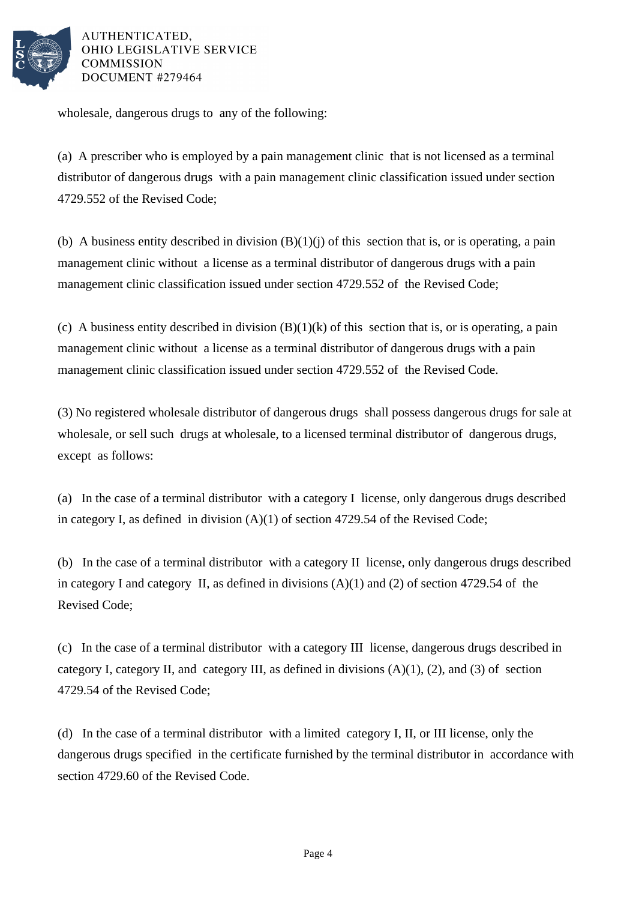wholesale, dangerous drugs to any of the following:

(a) A prescriber who is employed by a pain management clinic that is not licensed as a terminal distributor of dangerous drugs with a pain management clinic classification issued under section 4729.552 of the Revised Code;

(b) A business entity described in division (B)(1)(j) of this section that is, or is operating, a pain management clinic without a license as a terminal distributor of dangerous drugs with a pain management clinic classification issued under section 4729.552 of the Revised Code;

(c) A business entity described in division (B)(1)(k) of this section that is, or is operating, a pain management clinic without a license as a terminal distributor of dangerous drugs with a pain management clinic classification issued under section 4729.552 of the Revised Code.

(3) No registered wholesale distributor of dangerous drugs shall possess dangerous drugs for sale at wholesale, or sell such drugs at wholesale, to a licensed terminal distributor of dangerous drugs, except as follows:

(a) In the case of a terminal distributor with a category I license, only dangerous drugs described in category I, as defined in division (A)(1) of section 4729.54 of the Revised Code;

(b) In the case of a terminal distributor with a category II license, only dangerous drugs described in category I and category II, as defined in divisions (A)(1) and (2) of section 4729.54 of the Revised Code;

(c) In the case of a terminal distributor with a category III license, dangerous drugs described in category I, category II, and category III, as defined in divisions (A)(1), (2), and (3) of section 4729.54 of the Revised Code;

(d) In the case of a terminal distributor with a limited category I, II, or III license, only the dangerous drugs specified in the certificate furnished by the terminal distributor in accordance with section 4729.60 of the Revised Code.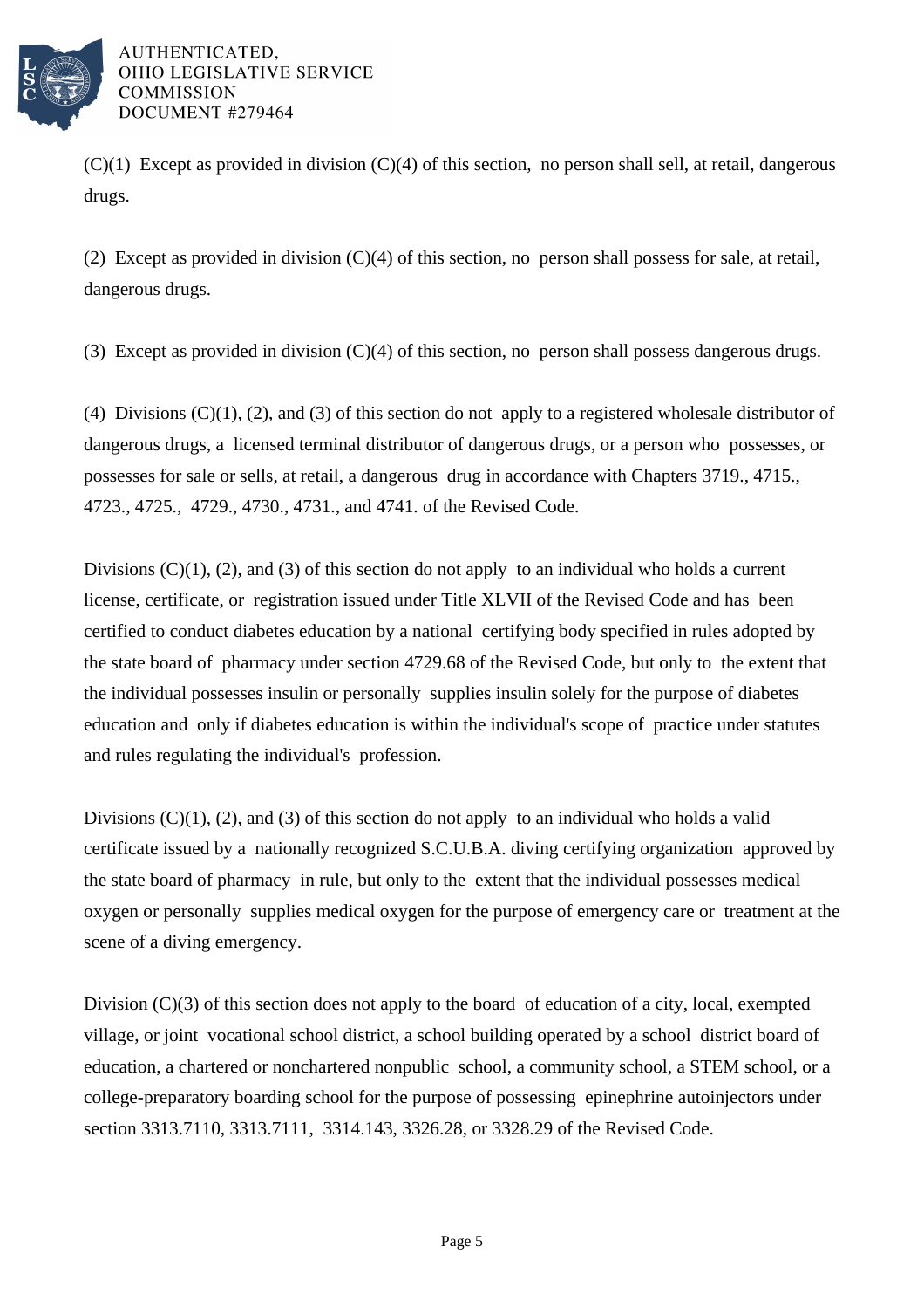(C)(1) Except as provided in division (C)(4) of this section, no person shall sell, at retail, dangerous drugs.

(2) Except as provided in division (C)(4) of this section, no person shall possess for sale, at retail, dangerous drugs.

(3) Except as provided in division (C)(4) of this section, no person shall possess dangerous drugs.

(4) Divisions (C)(1), (2), and (3) of this section do not apply to a registered wholesale distributor of dangerous drugs, a licensed terminal distributor of dangerous drugs, or a person who possesses, or possesses for sale or sells, at retail, a dangerous drug in accordance with Chapters 3719., 4715., 4723., 4725., 4729., 4730., 4731., and 4741. of the Revised Code.

Divisions (C)(1), (2), and (3) of this section do not apply to an individual who holds a current license, certificate, or registration issued under Title XLVII of the Revised Code and has been certified to conduct diabetes education by a national certifying body specified in rules adopted by the state board of pharmacy under section 4729.68 of the Revised Code, but only to the extent that the individual possesses insulin or personally supplies insulin solely for the purpose of diabetes education and only if diabetes education is within the individual's scope of practice under statutes and rules regulating the individual's profession.

Divisions (C)(1), (2), and (3) of this section do not apply to an individual who holds a valid certificate issued by a nationally recognized S.C.U.B.A. diving certifying organization approved by the state board of pharmacy in rule, but only to the extent that the individual possesses medical oxygen or personally supplies medical oxygen for the purpose of emergency care or treatment at the scene of a diving emergency.

Division (C)(3) of this section does not apply to the board of education of a city, local, exempted village, or joint vocational school district, a school building operated by a school district board of education, a chartered or nonchartered nonpublic school, a community school, a STEM school, or a college-preparatory boarding school for the purpose of possessing epinephrine autoinjectors under section 3313.7110, 3313.7111, 3314.143, 3326.28, or 3328.29 of the Revised Code.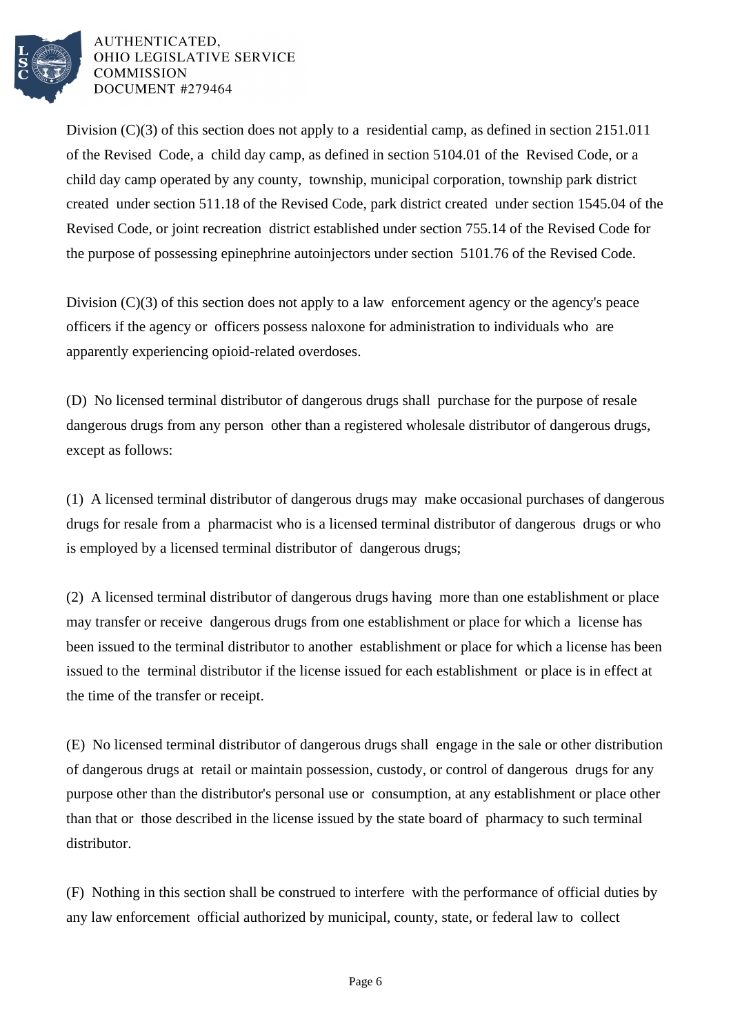Division (C)(3) of this section does not apply to a residential camp, as defined in section 2151.011 of the Revised Code, a child day camp, as defined in section 5104.01 of the Revised Code, or a child day camp operated by any county, township, municipal corporation, township park district created under section 511.18 of the Revised Code, park district created under section 1545.04 of the Revised Code, or joint recreation district established under section 755.14 of the Revised Code for the purpose of possessing epinephrine autoinjectors under section 5101.76 of the Revised Code.

Division (C)(3) of this section does not apply to a law enforcement agency or the agency's peace officers if the agency or officers possess naloxone for administration to individuals who are apparently experiencing opioid-related overdoses.

(D) No licensed terminal distributor of dangerous drugs shall purchase for the purpose of resale dangerous drugs from any person other than a registered wholesale distributor of dangerous drugs, except as follows:

(1) A licensed terminal distributor of dangerous drugs may make occasional purchases of dangerous drugs for resale from a pharmacist who is a licensed terminal distributor of dangerous drugs or who is employed by a licensed terminal distributor of dangerous drugs;

(2) A licensed terminal distributor of dangerous drugs having more than one establishment or place may transfer or receive dangerous drugs from one establishment or place for which a license has been issued to the terminal distributor to another establishment or place for which a license has been issued to the terminal distributor if the license issued for each establishment or place is in effect at the time of the transfer or receipt.

(E) No licensed terminal distributor of dangerous drugs shall engage in the sale or other distribution of dangerous drugs at retail or maintain possession, custody, or control of dangerous drugs for any purpose other than the distributor's personal use or consumption, at any establishment or place other than that or those described in the license issued by the state board of pharmacy to such terminal distributor.

(F) Nothing in this section shall be construed to interfere with the performance of official duties by any law enforcement official authorized by municipal, county, state, or federal law to collect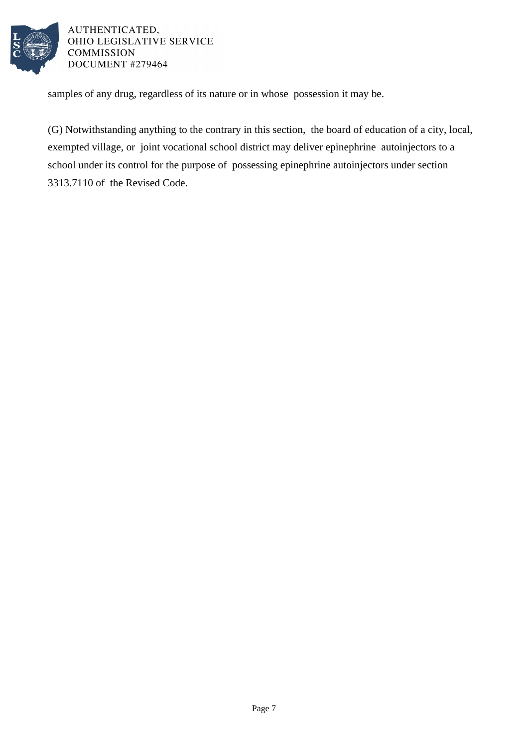samples of any drug, regardless of its nature or in whose possession it may be.

(G) Notwithstanding anything to the contrary in this section, the board of education of a city, local, exempted village, or joint vocational school district may deliver epinephrine autoinjectors to a school under its control for the purpose of possessing epinephrine autoinjectors under section 3313.7110 of the Revised Code.